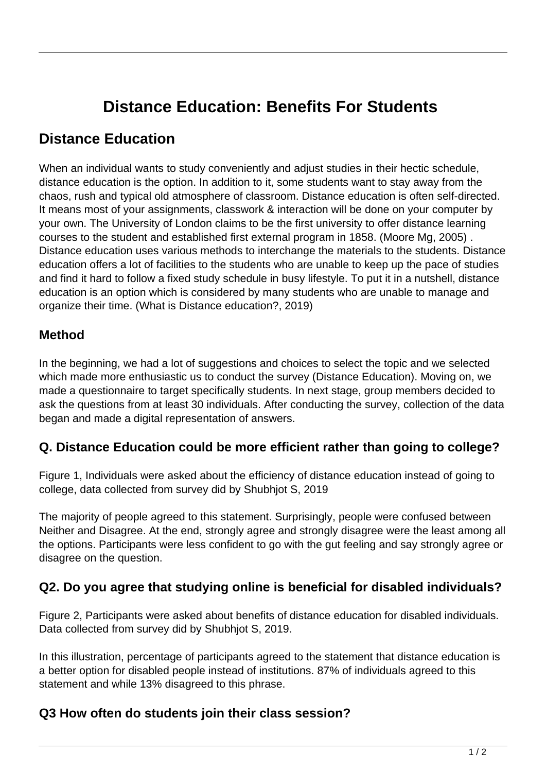# Distance Education: Benefits For Students

## Distance Education

When an individual wants to study conveniently and adjust studies in their hectic schedule, distance education is the option. In addition to it, some students want to stay away from the chaos, rush and typical old atmosphere of classroom. Distance education is often self-directed. It means most of your assignments, classwork & interaction will be done on your computer by your own. The University of London claims to be the first university to offer distance learning courses to the student and established first external program in 1858. (Moore Mg, 2005) . Distance education uses various methods to interchange the materials to the students. Distance education offers a lot of facilities to the students who are unable to keep up the pace of studies and find it hard to follow a fixed study schedule in busy lifestyle. To put it in a nutshell, distance education is an option which is considered by many students who are unable to manage and organize their time. (What is Distance education?, 2019)

### Method

In the beginning, we had a lot of suggestions and choices to select the topic and we selected which made more enthusiastic us to conduct the survey (Distance Education). Moving on, we made a questionnaire to target specifically students. In next stage, group members decided to ask the questions from at least 30 individuals. After conducting the survey, collection of the data began and made a digital representation of answers.

### Q. Distance Education could be more efficient rather than going to college?

Figure 1, Individuals were asked about the efficiency of distance education instead of going to college, data collected from survey did by Shubhjot S, 2019

The majority of people agreed to this statement. Surprisingly, people were confused between Neither and Disagree. At the end, strongly agree and strongly disagree were the least among all the options. Participants were less confident to go with the gut feeling and say strongly agree or disagree on the question.

### Q2. Do you agree that studying online is beneficial for disabled individuals?

Figure 2, Participants were asked about benefits of distance education for disabled individuals. Data collected from survey did by Shubhjot S, 2019.

In this illustration, percentage of participants agreed to the statement that distance education is a better option for disabled people instead of institutions. 87% of individuals agreed to this statement and while 13% disagreed to this phrase.

### Q3 How often do students join their class session?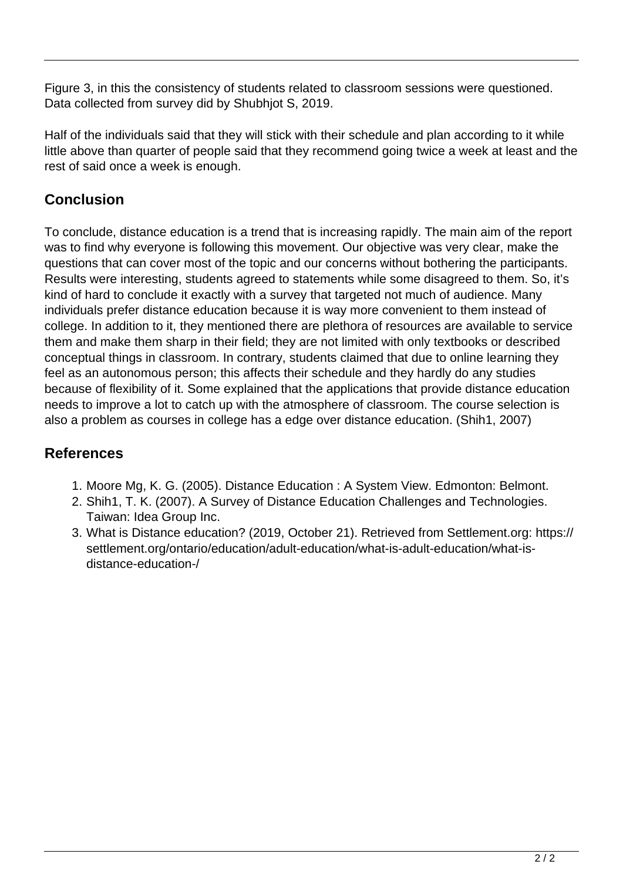Figure 3, in this the consistency of students related to classroom sessions were questioned. Data collected from survey did by Shubhjot S, 2019.

Half of the individuals said that they will stick with their schedule and plan according to it while little above than quarter of people said that they recommend going twice a week at least and the rest of said once a week is enough.

## Conclusion

To conclude, distance education is a trend that is increasing rapidly. The main aim of the report was to find why everyone is following this movement. Our objective was very clear, make the questions that can cover most of the topic and our concerns without bothering the participants. Results were interesting, students agreed to statements while some disagreed to them. So, it's kind of hard to conclude it exactly with a survey that targeted not much of audience. Many individuals prefer distance education because it is way more convenient to them instead of college. In addition to it, they mentioned there are plethora of resources are available to service them and make them sharp in their field; they are not limited with only textbooks or described conceptual things in classroom. In contrary, students claimed that due to online learning they feel as an autonomous person; this affects their schedule and they hardly do any studies because of flexibility of it. Some explained that the applications that provide distance education needs to improve a lot to catch up with the atmosphere of classroom. The course selection is also a problem as courses in college has a edge over distance education. (Shih1, 2007)

## References

1. Moore Mg, K. G. (2005). Distance Education : A System View. Edmonton: Belmont.
2. Shih1, T. K. (2007). A Survey of Distance Education Challenges and Technologies. Taiwan: Idea Group Inc.
3. What is Distance education? (2019, October 21). Retrieved from Settlement.org: https://settlement.org/ontario/education/adult-education/what-is-adult-education/what-is-distance-education-/